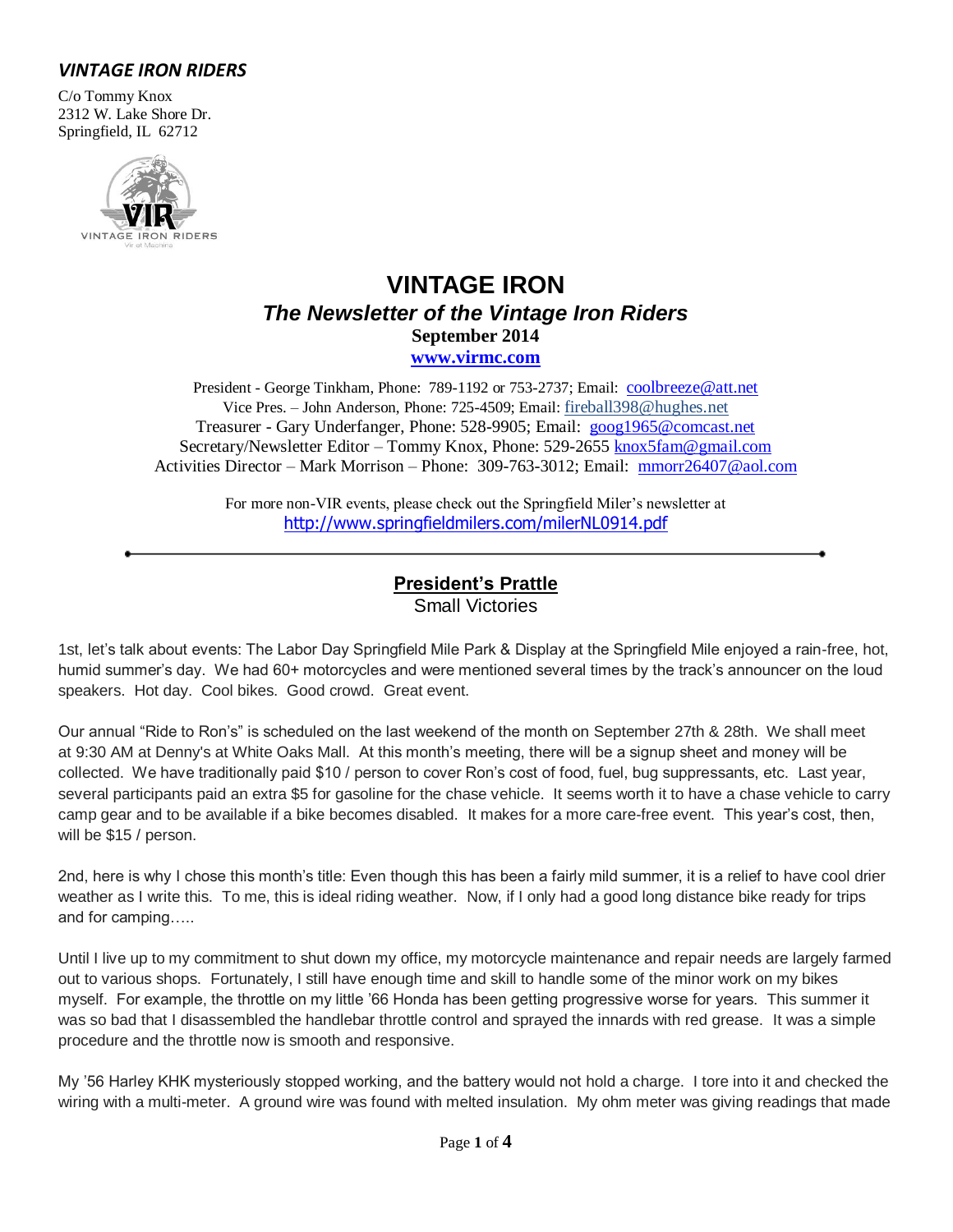***VINTAGE IRON RIDERS***

C/o Tommy Knox
2312 W. Lake Shore Dr.
Springfield, IL 62712

# VINTAGE IRON

## *The Newsletter of the Vintage Iron Riders*

**September 2014**

**www.virmc.com**

President - George Tinkham, Phone: 789-1192 or 753-2737; Email: coolbreeze@att.net
Vice Pres. – John Anderson, Phone: 725-4509; Email: fireball398@hughes.net
Treasurer - Gary Underfanger, Phone: 528-9905; Email: goog1965@comcast.net
Secretary/Newsletter Editor – Tommy Knox, Phone: 529-2655 knox5fam@gmail.com
Activities Director – Mark Morrison – Phone: 309-763-3012; Email: mmorr26407@aol.com

For more non-VIR events, please check out the Springfield Miler's newsletter at
http://www.springfieldmilers.com/milerNL0914.pdf

---

## President's Prattle

Small Victories

1st, let's talk about events: The Labor Day Springfield Mile Park & Display at the Springfield Mile enjoyed a rain-free, hot, humid summer's day. We had 60+ motorcycles and were mentioned several times by the track's announcer on the loud speakers. Hot day. Cool bikes. Good crowd. Great event.

Our annual "Ride to Ron's" is scheduled on the last weekend of the month on September 27th & 28th. We shall meet at 9:30 AM at Denny's at White Oaks Mall. At this month's meeting, there will be a signup sheet and money will be collected. We have traditionally paid $10 / person to cover Ron's cost of food, fuel, bug suppressants, etc. Last year, several participants paid an extra $5 for gasoline for the chase vehicle. It seems worth it to have a chase vehicle to carry camp gear and to be available if a bike becomes disabled. It makes for a more care-free event. This year's cost, then, will be $15 / person.

2nd, here is why I chose this month's title: Even though this has been a fairly mild summer, it is a relief to have cool drier weather as I write this. To me, this is ideal riding weather. Now, if I only had a good long distance bike ready for trips and for camping…..

Until I live up to my commitment to shut down my office, my motorcycle maintenance and repair needs are largely farmed out to various shops. Fortunately, I still have enough time and skill to handle some of the minor work on my bikes myself. For example, the throttle on my little '66 Honda has been getting progressive worse for years. This summer it was so bad that I disassembled the handlebar throttle control and sprayed the innards with red grease. It was a simple procedure and the throttle now is smooth and responsive.

My '56 Harley KHK mysteriously stopped working, and the battery would not hold a charge. I tore into it and checked the wiring with a multi-meter. A ground wire was found with melted insulation. My ohm meter was giving readings that made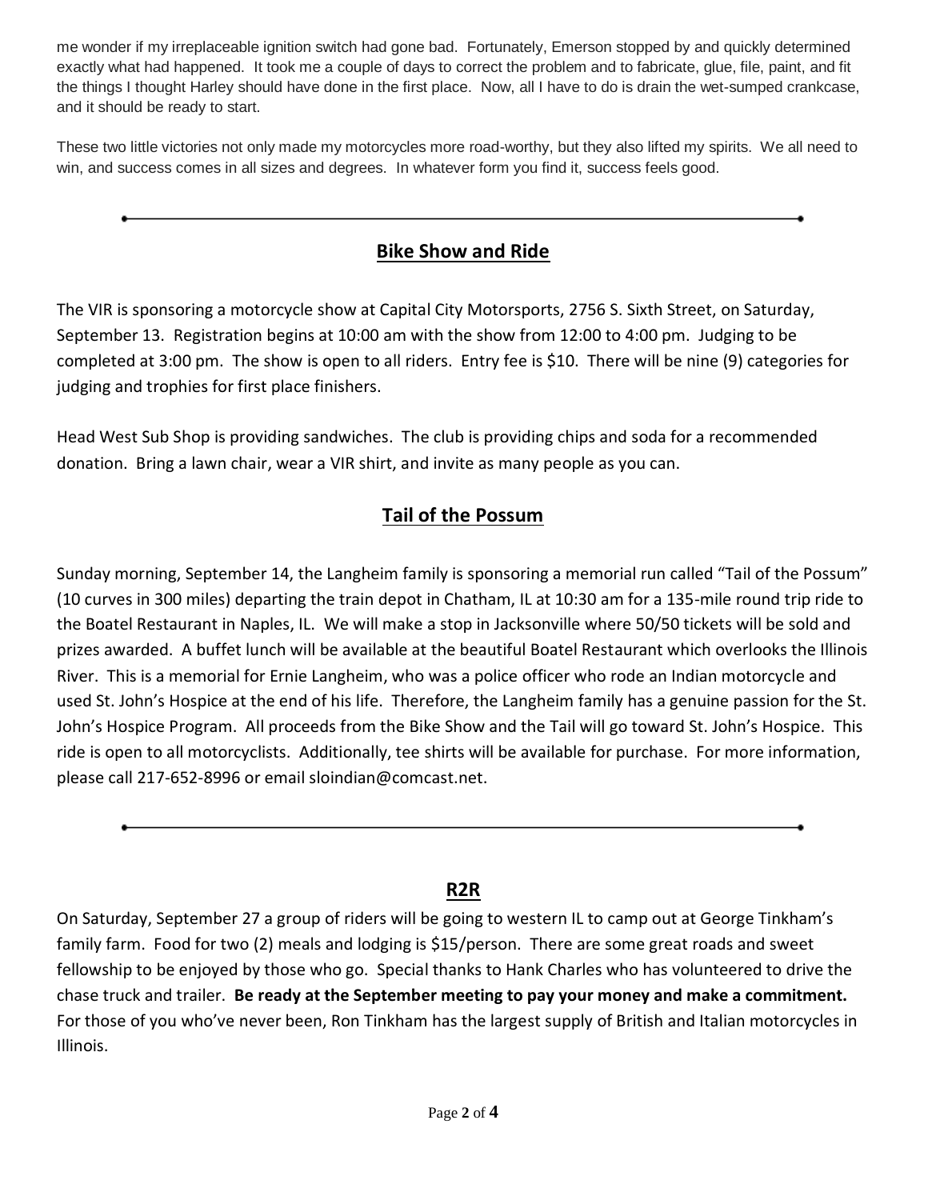me wonder if my irreplaceable ignition switch had gone bad. Fortunately, Emerson stopped by and quickly determined exactly what had happened. It took me a couple of days to correct the problem and to fabricate, glue, file, paint, and fit the things I thought Harley should have done in the first place. Now, all I have to do is drain the wet-sumped crankcase, and it should be ready to start.

These two little victories not only made my motorcycles more road-worthy, but they also lifted my spirits. We all need to win, and success comes in all sizes and degrees. In whatever form you find it, success feels good.

---

## Bike Show and Ride

The VIR is sponsoring a motorcycle show at Capital City Motorsports, 2756 S. Sixth Street, on Saturday, September 13. Registration begins at 10:00 am with the show from 12:00 to 4:00 pm. Judging to be completed at 3:00 pm. The show is open to all riders. Entry fee is $10. There will be nine (9) categories for judging and trophies for first place finishers.

Head West Sub Shop is providing sandwiches. The club is providing chips and soda for a recommended donation. Bring a lawn chair, wear a VIR shirt, and invite as many people as you can.

## Tail of the Possum

Sunday morning, September 14, the Langheim family is sponsoring a memorial run called "Tail of the Possum" (10 curves in 300 miles) departing the train depot in Chatham, IL at 10:30 am for a 135-mile round trip ride to the Boatel Restaurant in Naples, IL. We will make a stop in Jacksonville where 50/50 tickets will be sold and prizes awarded. A buffet lunch will be available at the beautiful Boatel Restaurant which overlooks the Illinois River. This is a memorial for Ernie Langheim, who was a police officer who rode an Indian motorcycle and used St. John's Hospice at the end of his life. Therefore, the Langheim family has a genuine passion for the St. John's Hospice Program. All proceeds from the Bike Show and the Tail will go toward St. John's Hospice. This ride is open to all motorcyclists. Additionally, tee shirts will be available for purchase. For more information, please call 217-652-8996 or email sloindian@comcast.net.

---

## R2R

On Saturday, September 27 a group of riders will be going to western IL to camp out at George Tinkham's family farm. Food for two (2) meals and lodging is $15/person. There are some great roads and sweet fellowship to be enjoyed by those who go. Special thanks to Hank Charles who has volunteered to drive the chase truck and trailer. **Be ready at the September meeting to pay your money and make a commitment.** For those of you who've never been, Ron Tinkham has the largest supply of British and Italian motorcycles in Illinois.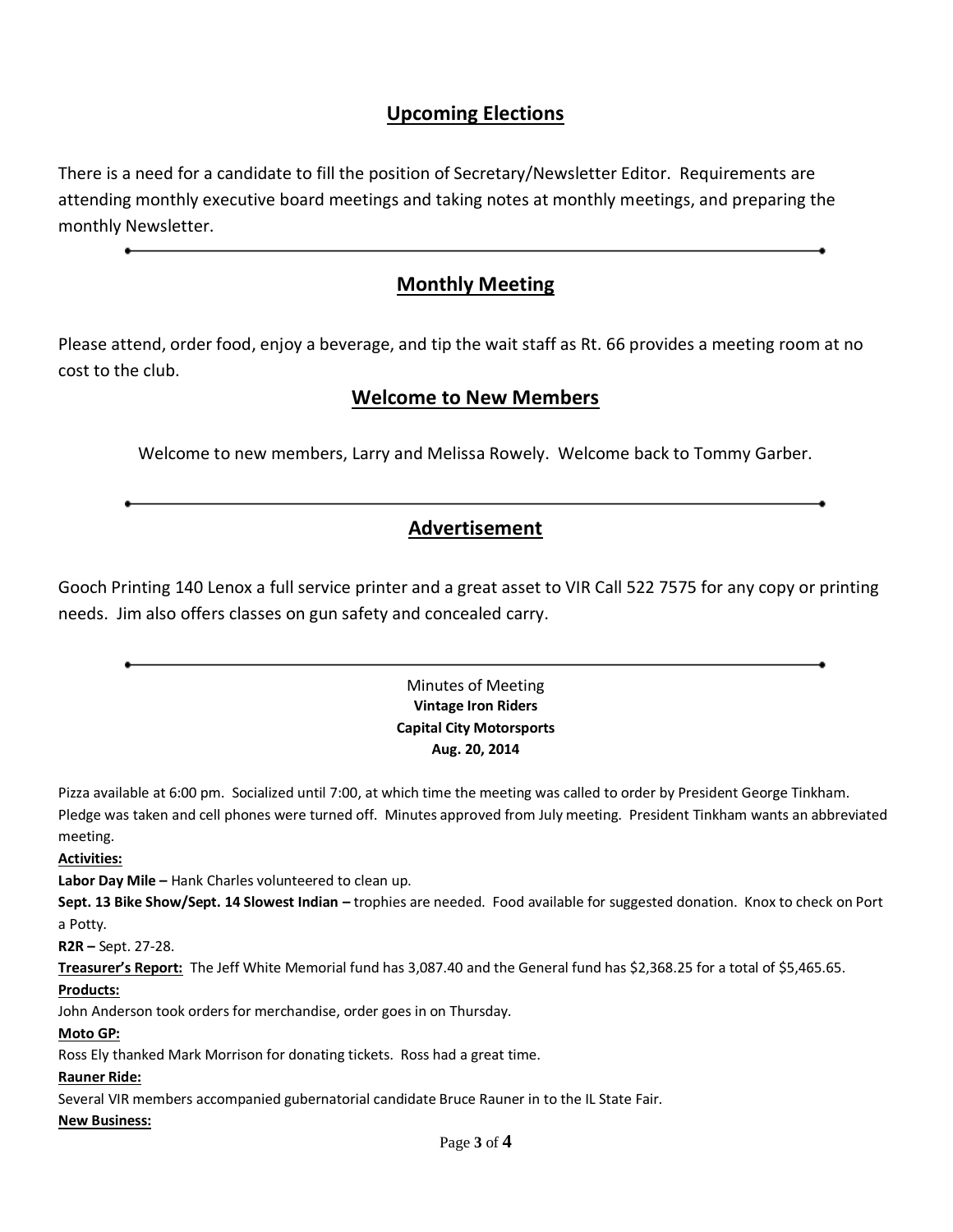## Upcoming Elections

There is a need for a candidate to fill the position of Secretary/Newsletter Editor. Requirements are attending monthly executive board meetings and taking notes at monthly meetings, and preparing the monthly Newsletter.

---

## Monthly Meeting

Please attend, order food, enjoy a beverage, and tip the wait staff as Rt. 66 provides a meeting room at no cost to the club.

## Welcome to New Members

Welcome to new members, Larry and Melissa Rowely. Welcome back to Tommy Garber.

---

## Advertisement

Gooch Printing 140 Lenox a full service printer and a great asset to VIR Call 522 7575 for any copy or printing needs. Jim also offers classes on gun safety and concealed carry.

---

Minutes of Meeting
**Vintage Iron Riders**
**Capital City Motorsports**
**Aug. 20, 2014**

Pizza available at 6:00 pm. Socialized until 7:00, at which time the meeting was called to order by President George Tinkham. Pledge was taken and cell phones were turned off. Minutes approved from July meeting. President Tinkham wants an abbreviated meeting.

**Activities:**

**Labor Day Mile –** Hank Charles volunteered to clean up.

**Sept. 13 Bike Show/Sept. 14 Slowest Indian –** trophies are needed. Food available for suggested donation. Knox to check on Port a Potty.

**R2R –** Sept. 27-28.

**Treasurer's Report:** The Jeff White Memorial fund has 3,087.40 and the General fund has $2,368.25 for a total of $5,465.65.

**Products:**

John Anderson took orders for merchandise, order goes in on Thursday.

**Moto GP:**

Ross Ely thanked Mark Morrison for donating tickets. Ross had a great time.

**Rauner Ride:**

Several VIR members accompanied gubernatorial candidate Bruce Rauner in to the IL State Fair.

**New Business:**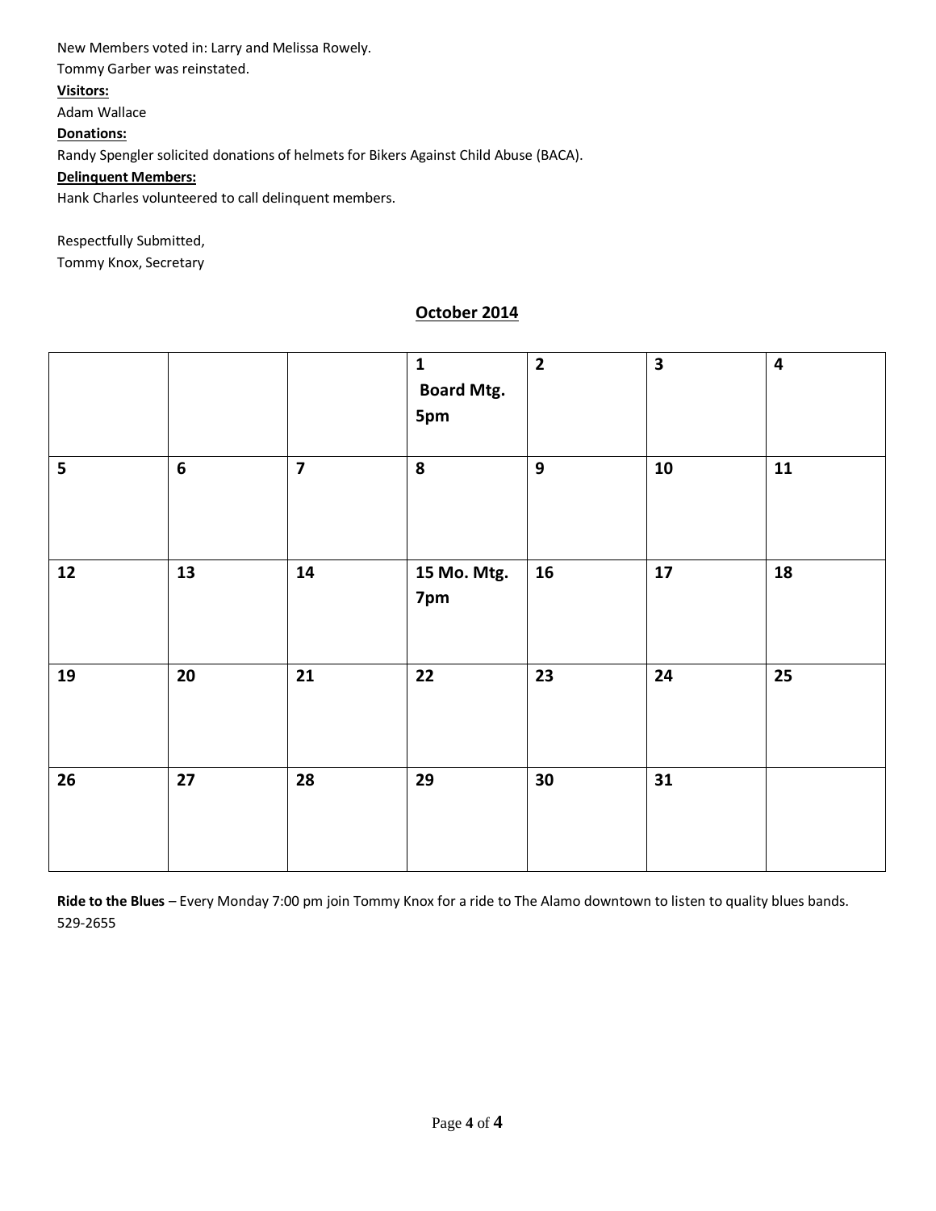New Members voted in: Larry and Melissa Rowely.

Tommy Garber was reinstated.

**Visitors:**

Adam Wallace

**Donations:**

Randy Spengler solicited donations of helmets for Bikers Against Child Abuse (BACA).

**Delinquent Members:**

Hank Charles volunteered to call delinquent members.

Respectfully Submitted,

Tommy Knox, Secretary

## October 2014

| | | | | | | |
|---|---|---|---|---|---|---|
| | | | **1 Board Mtg. 5pm** | **2** | **3** | **4** |
| **5** | **6** | **7** | **8** | **9** | **10** | **11** |
| **12** | **13** | **14** | **15 Mo. Mtg. 7pm** | **16** | **17** | **18** |
| **19** | **20** | **21** | **22** | **23** | **24** | **25** |
| **26** | **27** | **28** | **29** | **30** | **31** | |

**Ride to the Blues** – Every Monday 7:00 pm join Tommy Knox for a ride to The Alamo downtown to listen to quality blues bands. 529-2655